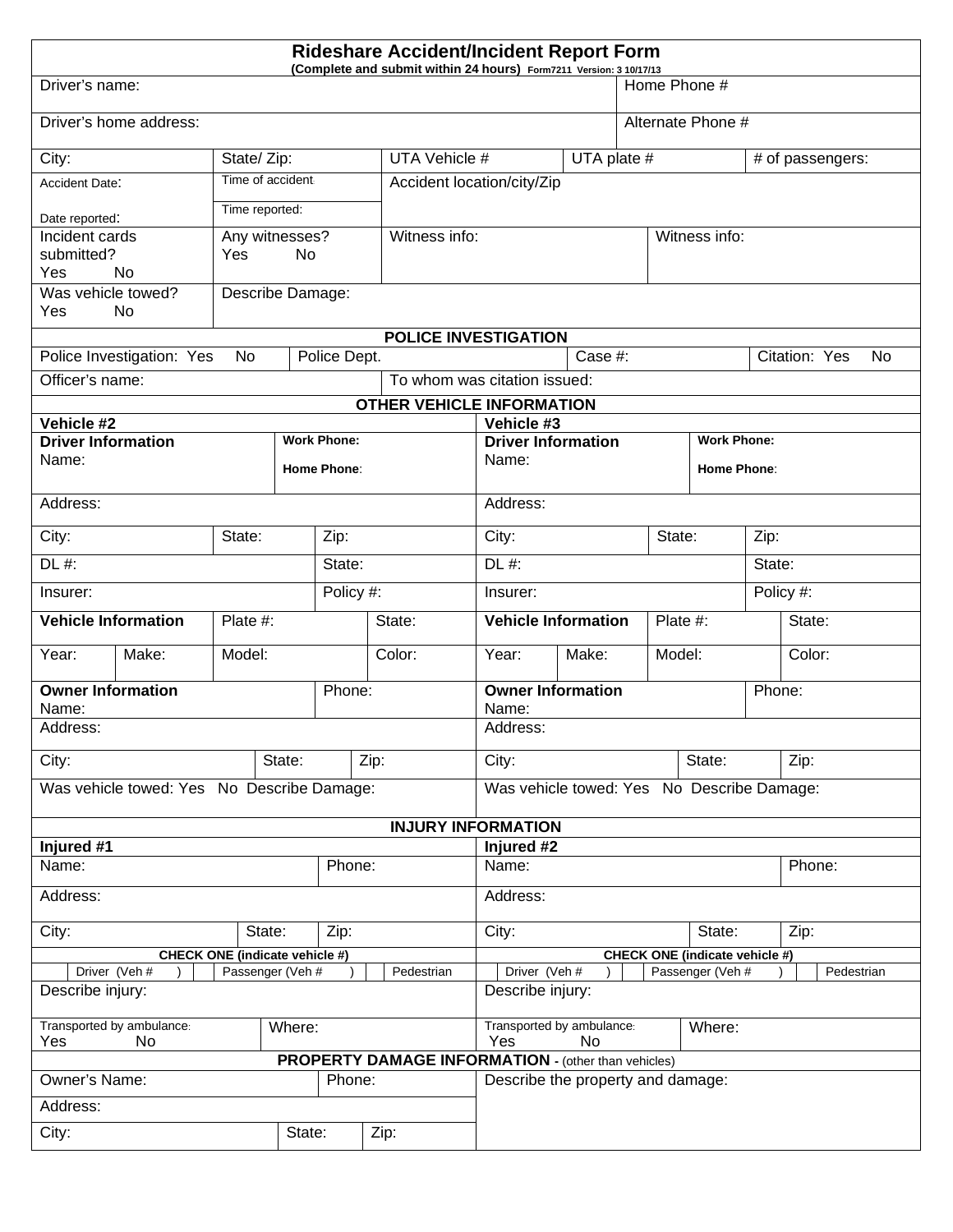# Rideshare Accident/Incident Report Form

**(Complete and submit within 24 hours)** Form7211 Version: 3 10/17/13

| | | | | | |
|---|---|---|---|---|---|
| Driver's name: | | | | | Home Phone # |
| Driver's home address: | | | | | Alternate Phone # |
| City: | State/ Zip: | UTA Vehicle # | UTA plate # | | # of passengers: |
| Accident Date: <br> Date reported: | Time of accident: <br> Time reported: | Accident location/city/Zip | | | |
| Incident cards submitted? Yes No | Any witnesses? Yes No | Witness info: | | Witness info: | |
| Was vehicle towed? Yes No | Describe Damage: | | | | |

## POLICE INVESTIGATION

| | | | |
|---|---|---|---|
| Police Investigation: Yes No | Police Dept. | Case #: | Citation: Yes No |
| Officer's name: | To whom was citation issued: | | |

## OTHER VEHICLE INFORMATION

| Vehicle #2 | | | | Vehicle #3 | | | |
|---|---|---|---|---|---|---|---|
| **Driver Information** Name: | | **Work Phone:** <br> **Home Phone:** | | **Driver Information** Name: | | **Work Phone:** <br> **Home Phone:** | |
| Address: | | | | Address: | | | |
| City: | State: | Zip: | | City: | State: | Zip: | |
| DL #: | | State: | | DL #: | | State: | |
| Insurer: | | Policy #: | | Insurer: | | Policy #: | |
| **Vehicle Information** | Plate #: | | State: | **Vehicle Information** | Plate #: | | State: |
| Year: Make: | Model: | | Color: | Year: Make: | Model: | | Color: |
| **Owner Information** Name: | | Phone: | | **Owner Information** Name: | | Phone: | |
| Address: | | | | Address: | | | |
| City: | State: | Zip: | | City: | State: | Zip: | |
| Was vehicle towed: Yes No Describe Damage: | | | | Was vehicle towed: Yes No Describe Damage: | | | |

## INJURY INFORMATION

| Injured #1 | | | Injured #2 | | |
|---|---|---|---|---|---|
| Name: | | Phone: | Name: | | Phone: |
| Address: | | | Address: | | |
| City: | State: | Zip: | City: | State: | Zip: |
| **CHECK ONE (indicate vehicle #)** | | | **CHECK ONE (indicate vehicle #)** | | |
| Driver (Veh # ) | Passenger (Veh # ) | Pedestrian | Driver (Veh # ) | Passenger (Veh # ) | Pedestrian |
| Describe injury: | | | Describe injury: | | |
| Transported by ambulance: Yes No | Where: | | Transported by ambulance: Yes No | Where: | |

## PROPERTY DAMAGE INFORMATION - (other than vehicles)

| | | | |
|---|---|---|---|
| Owner's Name: | | Phone: | Describe the property and damage: |
| Address: | | | |
| City: | State: | Zip: | |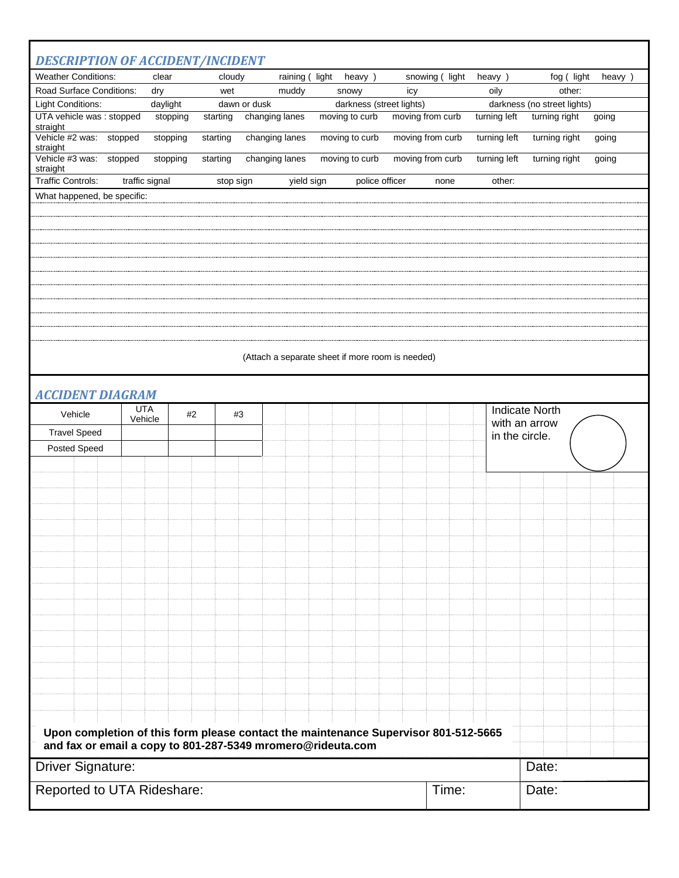## *DESCRIPTION OF ACCIDENT/INCIDENT*

| | | | | | | | | | |
|---|---|---|---|---|---|---|---|---|---|
| Weather Conditions: | clear | cloudy | raining ( light heavy ) | | snowing ( light heavy ) | | fog ( light heavy ) | | |
| Road Surface Conditions: | dry | wet | muddy | snowy | icy | oily | other: | | |
| Light Conditions: | daylight | dawn or dusk | darkness (street lights) | | | darkness (no street lights) | | | |
| UTA vehicle was : stopped | stopping | starting | changing lanes | moving to curb | moving from curb | turning left | turning right | going straight | |
| Vehicle #2 was: stopped | stopping | starting | changing lanes | moving to curb | moving from curb | turning left | turning right | going straight | |
| Vehicle #3 was: stopped | stopping | starting | changing lanes | moving to curb | moving from curb | turning left | turning right | going straight | |
| Traffic Controls: | traffic signal | stop sign | yield sign | police officer | none | other: | | | |

What happened, be specific:

(Attach a separate sheet if more room is needed)

## *ACCIDENT DIAGRAM*

| Vehicle | UTA Vehicle | #2 | #3 |
|---|---|---|---|
| Travel Speed | | | |
| Posted Speed | | | |

Indicate North with an arrow in the circle.

**Upon completion of this form please contact the maintenance Supervisor 801-512-5665 and fax or email a copy to 801-287-5349 mromero@rideuta.com**

| | | |
|---|---|---|
| Driver Signature: | | Date: |
| Reported to UTA Rideshare: | Time: | Date: |